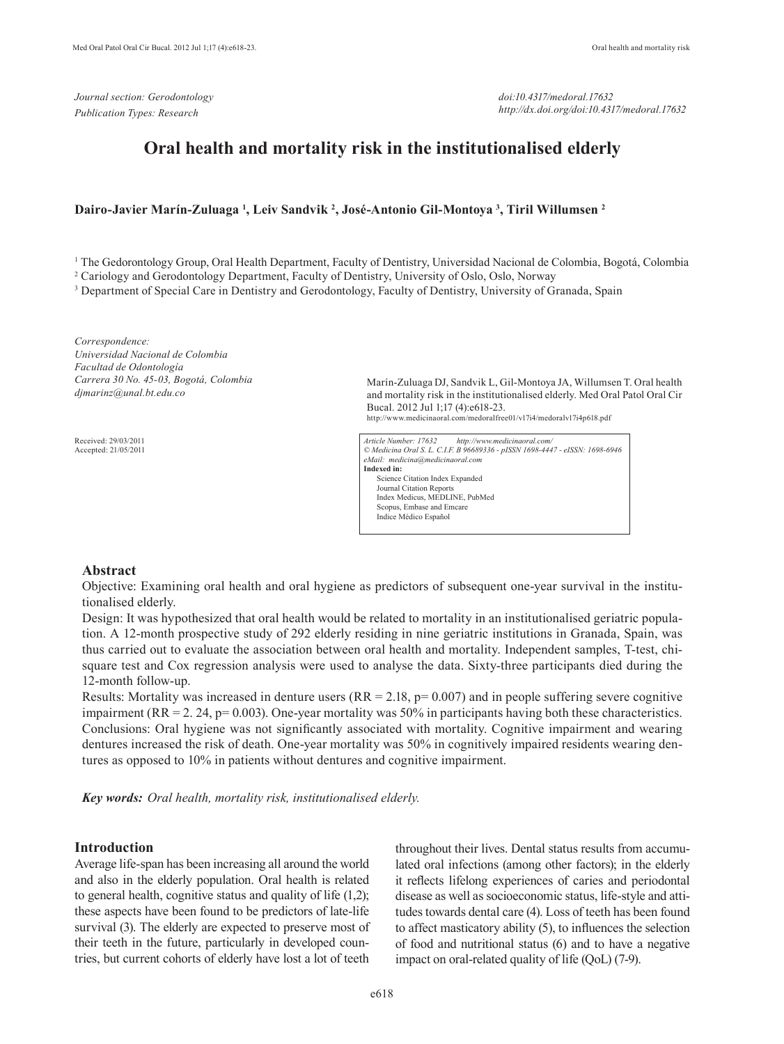*Journal section: Gerodontology*
*Publication Types: Research*

*doi:10.4317/medoral.17632*
*http://dx.doi.org/doi:10.4317/medoral.17632*

# Oral health and mortality risk in the institutionalised elderly

**Dairo-Javier Marín-Zuluaga [1], Leiv Sandvik [2], José-Antonio Gil-Montoya [3], Tiril Willumsen [2]**

[1] The Gedorontology Group, Oral Health Department, Faculty of Dentistry, Universidad Nacional de Colombia, Bogotá, Colombia
[2] Cariology and Gerodontology Department, Faculty of Dentistry, University of Oslo, Oslo, Norway
[3] Department of Special Care in Dentistry and Gerodontology, Faculty of Dentistry, University of Granada, Spain

*Correspondence:*
*Universidad Nacional de Colombia*
*Facultad de Odontología*
*Carrera 30 No. 45-03, Bogotá, Colombia*
*djmarinz@unal.bt.edu.co*

Received: 29/03/2011
Accepted: 21/05/2011

Marín-Zuluaga DJ, Sandvik L, Gil-Montoya JA, Willumsen T. Oral health and mortality risk in the institutionalised elderly. Med Oral Patol Oral Cir Bucal. 2012 Jul 1;17 (4):e618-23.
http://www.medicinaoral.com/medoralfree01/v17i4/medoralv17i4p618.pdf

*Article Number: 17632 http://www.medicinaoral.com/*
*© Medicina Oral S. L. C.I.F. B 96689336 - pISSN 1698-4447 - eISSN: 1698-6946*
*eMail: medicina@medicinaoral.com*
**Indexed in:**
Science Citation Index Expanded
Journal Citation Reports
Index Medicus, MEDLINE, PubMed
Scopus, Embase and Emcare
Indice Médico Español

## Abstract

Objective: Examining oral health and oral hygiene as predictors of subsequent one-year survival in the institutionalised elderly.

Design: It was hypothesized that oral health would be related to mortality in an institutionalised geriatric population. A 12-month prospective study of 292 elderly residing in nine geriatric institutions in Granada, Spain, was thus carried out to evaluate the association between oral health and mortality. Independent samples, T-test, chi-square test and Cox regression analysis were used to analyse the data. Sixty-three participants died during the 12-month follow-up.

Results: Mortality was increased in denture users (RR = 2.18, p= 0.007) and in people suffering severe cognitive impairment (RR = 2. 24, p= 0.003). One-year mortality was 50% in participants having both these characteristics.

Conclusions: Oral hygiene was not significantly associated with mortality. Cognitive impairment and wearing dentures increased the risk of death. One-year mortality was 50% in cognitively impaired residents wearing dentures as opposed to 10% in patients without dentures and cognitive impairment.

***Key words:*** *Oral health, mortality risk, institutionalised elderly.*

## Introduction

Average life-span has been increasing all around the world and also in the elderly population. Oral health is related to general health, cognitive status and quality of life (1,2); these aspects have been found to be predictors of late-life survival (3). The elderly are expected to preserve most of their teeth in the future, particularly in developed countries, but current cohorts of elderly have lost a lot of teeth throughout their lives. Dental status results from accumulated oral infections (among other factors); in the elderly it reflects lifelong experiences of caries and periodontal disease as well as socioeconomic status, life-style and attitudes towards dental care (4). Loss of teeth has been found to affect masticatory ability (5), to influences the selection of food and nutritional status (6) and to have a negative impact on oral-related quality of life (QoL) (7-9).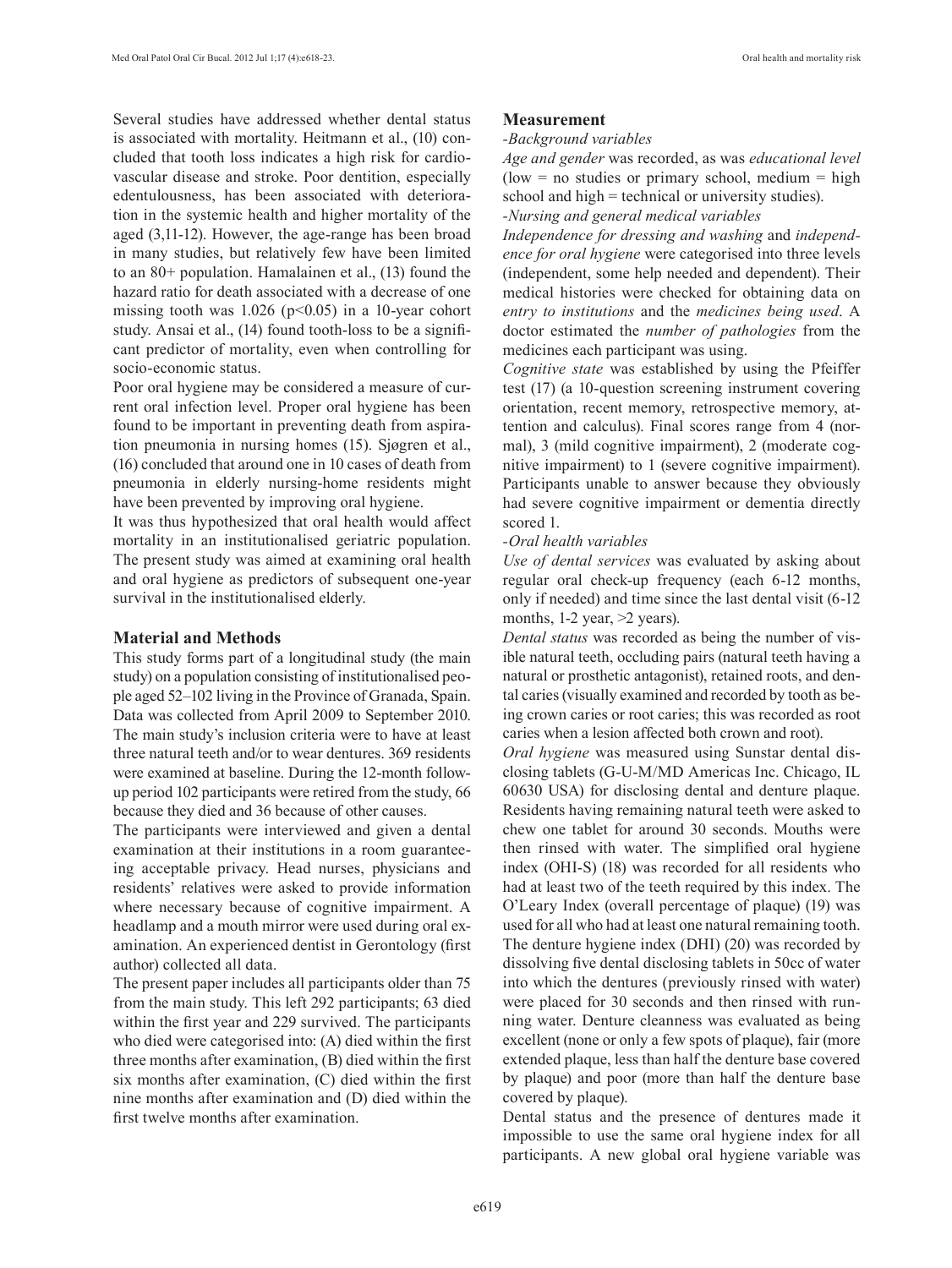Several studies have addressed whether dental status is associated with mortality. Heitmann et al., (10) concluded that tooth loss indicates a high risk for cardiovascular disease and stroke. Poor dentition, especially edentulousness, has been associated with deterioration in the systemic health and higher mortality of the aged (3,11-12). However, the age-range has been broad in many studies, but relatively few have been limited to an 80+ population. Hamalainen et al., (13) found the hazard ratio for death associated with a decrease of one missing tooth was 1.026 ($p<0.05$) in a 10-year cohort study. Ansai et al., (14) found tooth-loss to be a significant predictor of mortality, even when controlling for socio-economic status.

Poor oral hygiene may be considered a measure of current oral infection level. Proper oral hygiene has been found to be important in preventing death from aspiration pneumonia in nursing homes (15). Sjøgren et al., (16) concluded that around one in 10 cases of death from pneumonia in elderly nursing-home residents might have been prevented by improving oral hygiene.

It was thus hypothesized that oral health would affect mortality in an institutionalised geriatric population. The present study was aimed at examining oral health and oral hygiene as predictors of subsequent one-year survival in the institutionalised elderly.

## Material and Methods

This study forms part of a longitudinal study (the main study) on a population consisting of institutionalised people aged 52–102 living in the Province of Granada, Spain. Data was collected from April 2009 to September 2010. The main study's inclusion criteria were to have at least three natural teeth and/or to wear dentures. 369 residents were examined at baseline. During the 12-month follow-up period 102 participants were retired from the study, 66 because they died and 36 because of other causes.

The participants were interviewed and given a dental examination at their institutions in a room guaranteeing acceptable privacy. Head nurses, physicians and residents' relatives were asked to provide information where necessary because of cognitive impairment. A headlamp and a mouth mirror were used during oral examination. An experienced dentist in Gerontology (first author) collected all data.

The present paper includes all participants older than 75 from the main study. This left 292 participants; 63 died within the first year and 229 survived. The participants who died were categorised into: (A) died within the first three months after examination, (B) died within the first six months after examination, (C) died within the first nine months after examination and (D) died within the first twelve months after examination.

## Measurement

*-Background variables*

*Age and gender* was recorded, as was *educational level* (low = no studies or primary school, medium = high school and high = technical or university studies).

*-Nursing and general medical variables*

*Independence for dressing and washing* and *independence for oral hygiene* were categorised into three levels (independent, some help needed and dependent). Their medical histories were checked for obtaining data on *entry to institutions* and the *medicines being used*. A doctor estimated the *number of pathologies* from the medicines each participant was using.

*Cognitive state* was established by using the Pfeiffer test (17) (a 10-question screening instrument covering orientation, recent memory, retrospective memory, attention and calculus). Final scores range from 4 (normal), 3 (mild cognitive impairment), 2 (moderate cognitive impairment) to 1 (severe cognitive impairment). Participants unable to answer because they obviously had severe cognitive impairment or dementia directly scored 1.

*-Oral health variables*

*Use of dental services* was evaluated by asking about regular oral check-up frequency (each 6-12 months, only if needed) and time since the last dental visit (6-12 months, 1-2 year, >2 years).

*Dental status* was recorded as being the number of visible natural teeth, occluding pairs (natural teeth having a natural or prosthetic antagonist), retained roots, and dental caries (visually examined and recorded by tooth as being crown caries or root caries; this was recorded as root caries when a lesion affected both crown and root).

*Oral hygiene* was measured using Sunstar dental disclosing tablets (G-U-M/MD Americas Inc. Chicago, IL 60630 USA) for disclosing dental and denture plaque. Residents having remaining natural teeth were asked to chew one tablet for around 30 seconds. Mouths were then rinsed with water. The simplified oral hygiene index (OHI-S) (18) was recorded for all residents who had at least two of the teeth required by this index. The O'Leary Index (overall percentage of plaque) (19) was used for all who had at least one natural remaining tooth. The denture hygiene index (DHI) (20) was recorded by dissolving five dental disclosing tablets in 50cc of water into which the dentures (previously rinsed with water) were placed for 30 seconds and then rinsed with running water. Denture cleanness was evaluated as being excellent (none or only a few spots of plaque), fair (more extended plaque, less than half the denture base covered by plaque) and poor (more than half the denture base covered by plaque).

Dental status and the presence of dentures made it impossible to use the same oral hygiene index for all participants. A new global oral hygiene variable was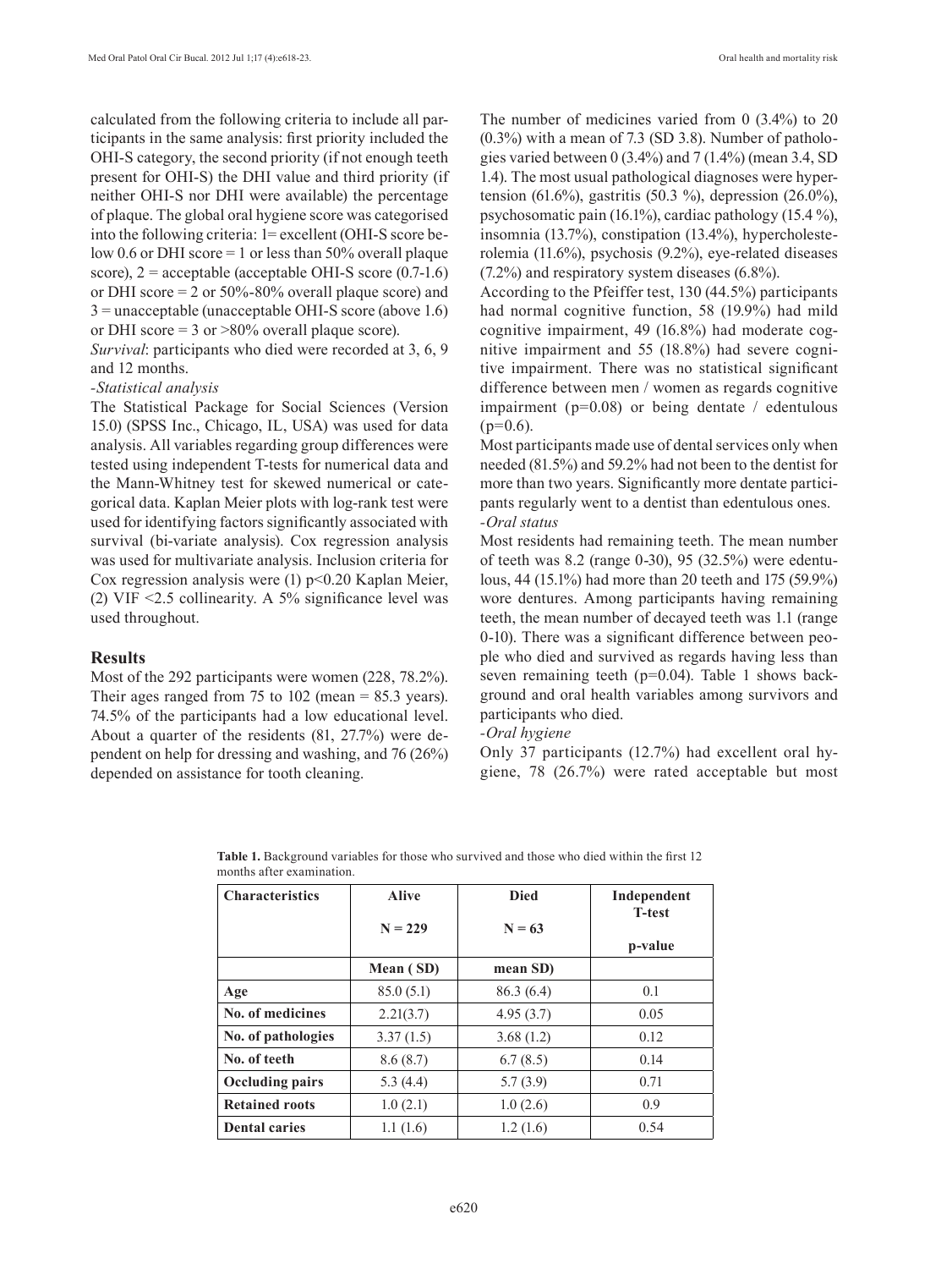calculated from the following criteria to include all participants in the same analysis: first priority included the OHI-S category, the second priority (if not enough teeth present for OHI-S) the DHI value and third priority (if neither OHI-S nor DHI were available) the percentage of plaque. The global oral hygiene score was categorised into the following criteria: 1= excellent (OHI-S score below 0.6 or DHI score = 1 or less than 50% overall plaque score), 2 = acceptable (acceptable OHI-S score (0.7-1.6) or DHI score = 2 or 50%-80% overall plaque score) and 3 = unacceptable (unacceptable OHI-S score (above 1.6) or DHI score = 3 or >80% overall plaque score).

*Survival*: participants who died were recorded at 3, 6, 9 and 12 months.

*-Statistical analysis*

The Statistical Package for Social Sciences (Version 15.0) (SPSS Inc., Chicago, IL, USA) was used for data analysis. All variables regarding group differences were tested using independent T-tests for numerical data and the Mann-Whitney test for skewed numerical or categorical data. Kaplan Meier plots with log-rank test were used for identifying factors significantly associated with survival (bi-variate analysis). Cox regression analysis was used for multivariate analysis. Inclusion criteria for Cox regression analysis were (1) $p<0.20$ Kaplan Meier, (2) VIF <2.5 collinearity. A 5% significance level was used throughout.

## Results

Most of the 292 participants were women (228, 78.2%). Their ages ranged from 75 to 102 (mean = 85.3 years). 74.5% of the participants had a low educational level. About a quarter of the residents (81, 27.7%) were dependent on help for dressing and washing, and 76 (26%) depended on assistance for tooth cleaning.

The number of medicines varied from 0 (3.4%) to 20 (0.3%) with a mean of 7.3 (SD 3.8). Number of pathologies varied between 0 (3.4%) and 7 (1.4%) (mean 3.4, SD 1.4). The most usual pathological diagnoses were hypertension (61.6%), gastritis (50.3 %), depression (26.0%), psychosomatic pain (16.1%), cardiac pathology (15.4 %), insomnia (13.7%), constipation (13.4%), hypercholesterolemia (11.6%), psychosis (9.2%), eye-related diseases (7.2%) and respiratory system diseases (6.8%).

According to the Pfeiffer test, 130 (44.5%) participants had normal cognitive function, 58 (19.9%) had mild cognitive impairment, 49 (16.8%) had moderate cognitive impairment and 55 (18.8%) had severe cognitive impairment. There was no statistical significant difference between men / women as regards cognitive impairment ($p=0.08$) or being dentate / edentulous ($p=0.6$).

Most participants made use of dental services only when needed (81.5%) and 59.2% had not been to the dentist for more than two years. Significantly more dentate participants regularly went to a dentist than edentulous ones.

*-Oral status*

Most residents had remaining teeth. The mean number of teeth was 8.2 (range 0-30), 95 (32.5%) were edentulous, 44 (15.1%) had more than 20 teeth and 175 (59.9%) wore dentures. Among participants having remaining teeth, the mean number of decayed teeth was 1.1 (range 0-10). There was a significant difference between people who died and survived as regards having less than seven remaining teeth ($p=0.04$). Table 1 shows background and oral health variables among survivors and participants who died.

*-Oral hygiene*

Only 37 participants (12.7%) had excellent oral hygiene, 78 (26.7%) were rated acceptable but most

**Table 1.** Background variables for those who survived and those who died within the first 12 months after examination.

| Characteristics | Alive N = 229 | Died N = 63 | Independent T-test p-value |
|---|---|---|---|
| | Mean ( SD) | mean SD) | |
| **Age** | 85.0 (5.1) | 86.3 (6.4) | 0.1 |
| **No. of medicines** | 2.21(3.7) | 4.95 (3.7) | 0.05 |
| **No. of pathologies** | 3.37 (1.5) | 3.68 (1.2) | 0.12 |
| **No. of teeth** | 8.6 (8.7) | 6.7 (8.5) | 0.14 |
| **Occluding pairs** | 5.3 (4.4) | 5.7 (3.9) | 0.71 |
| **Retained roots** | 1.0 (2.1) | 1.0 (2.6) | 0.9 |
| **Dental caries** | 1.1 (1.6) | 1.2 (1.6) | 0.54 |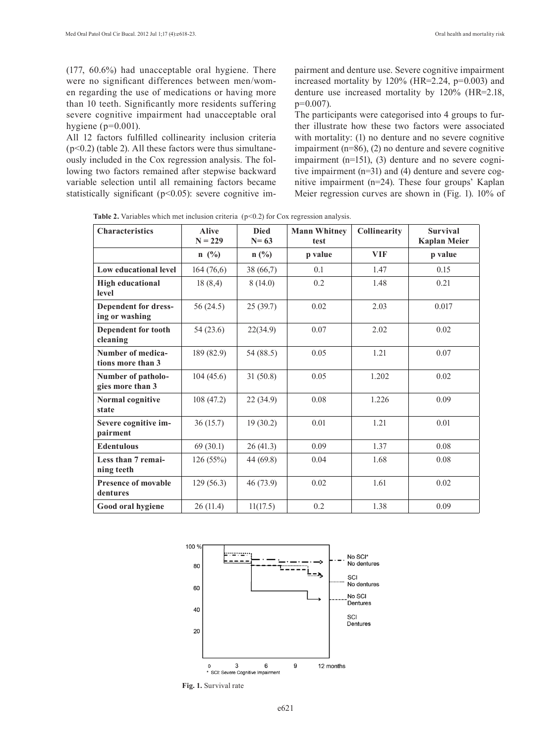(177, 60.6%) had unacceptable oral hygiene. There were no significant differences between men/women regarding the use of medications or having more than 10 teeth. Significantly more residents suffering severe cognitive impairment had unacceptable oral hygiene (p=0.001).

All 12 factors fulfilled collinearity inclusion criteria (p<0.2) (table 2). All these factors were thus simultaneously included in the Cox regression analysis. The following two factors remained after stepwise backward variable selection until all remaining factors became statistically significant (p<0.05): severe cognitive impairment and denture use. Severe cognitive impairment increased mortality by 120% (HR=2.24, p=0.003) and denture use increased mortality by 120% (HR=2.18, p=0.007).

The participants were categorised into 4 groups to further illustrate how these two factors were associated with mortality: (1) no denture and no severe cognitive impairment (n=86), (2) no denture and severe cognitive impairment (n=151), (3) denture and no severe cognitive impairment (n=31) and (4) denture and severe cognitive impairment (n=24). These four groups' Kaplan Meier regression curves are shown in (Fig. 1). 10% of

**Table 2.** Variables which met inclusion criteria (p<0.2) for Cox regression analysis.

| Characteristics | Alive N = 229 | Died N= 63 | Mann Whitney test | Collinearity | Survival Kaplan Meier |
|---|---|---|---|---|---|
| | n (%) | n (%) | p value | VIF | p value |
| **Low educational level** | 164 (76,6) | 38 (66,7) | 0.1 | 1.47 | 0.15 |
| **High educational level** | 18 (8,4) | 8 (14.0) | 0.2 | 1.48 | 0.21 |
| **Dependent for dressing or washing** | 56 (24.5) | 25 (39.7) | 0.02 | 2.03 | 0.017 |
| **Dependent for tooth cleaning** | 54 (23.6) | 22(34.9) | 0.07 | 2.02 | 0.02 |
| **Number of medications more than 3** | 189 (82.9) | 54 (88.5) | 0.05 | 1.21 | 0.07 |
| **Number of pathologies more than 3** | 104 (45.6) | 31 (50.8) | 0.05 | 1.202 | 0.02 |
| **Normal cognitive state** | 108 (47.2) | 22 (34.9) | 0.08 | 1.226 | 0.09 |
| **Severe cognitive impairment** | 36 (15.7) | 19 (30.2) | 0.01 | 1.21 | 0.01 |
| **Edentulous** | 69 (30.1) | 26 (41.3) | 0.09 | 1.37 | 0.08 |
| **Less than 7 remaining teeth** | 126 (55%) | 44 (69.8) | 0.04 | 1.68 | 0.08 |
| **Presence of movable dentures** | 129 (56.3) | 46 (73.9) | 0.02 | 1.61 | 0.02 |
| **Good oral hygiene** | 26 (11.4) | 11(17.5) | 0.2 | 1.38 | 0.09 |

**Fig. 1.** Survival rate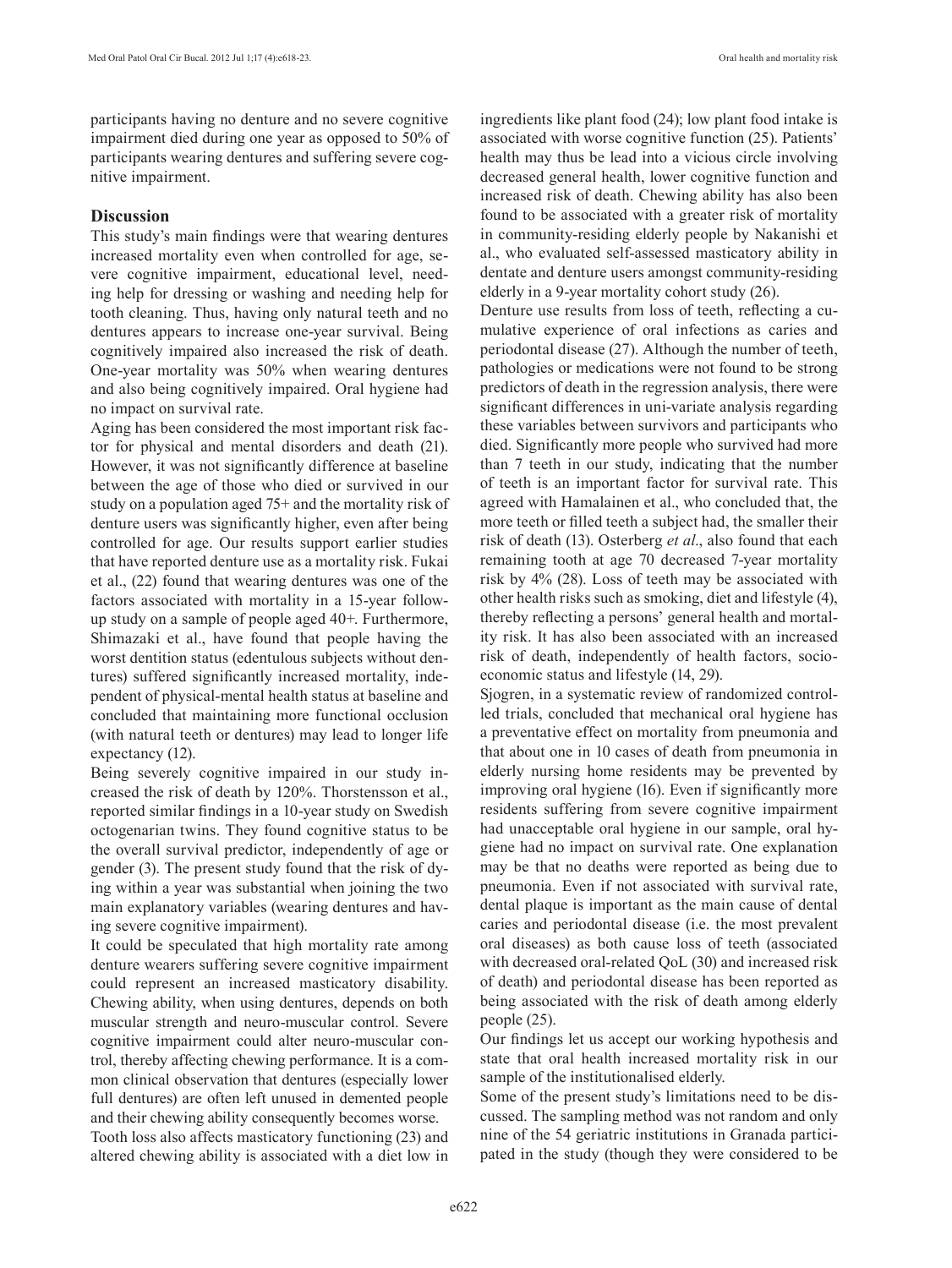participants having no denture and no severe cognitive impairment died during one year as opposed to 50% of participants wearing dentures and suffering severe cognitive impairment.

## Discussion

This study's main findings were that wearing dentures increased mortality even when controlled for age, severe cognitive impairment, educational level, needing help for dressing or washing and needing help for tooth cleaning. Thus, having only natural teeth and no dentures appears to increase one-year survival. Being cognitively impaired also increased the risk of death. One-year mortality was 50% when wearing dentures and also being cognitively impaired. Oral hygiene had no impact on survival rate.

Aging has been considered the most important risk factor for physical and mental disorders and death (21). However, it was not significantly difference at baseline between the age of those who died or survived in our study on a population aged 75+ and the mortality risk of denture users was significantly higher, even after being controlled for age. Our results support earlier studies that have reported denture use as a mortality risk. Fukai et al., (22) found that wearing dentures was one of the factors associated with mortality in a 15-year follow-up study on a sample of people aged 40+. Furthermore, Shimazaki et al., have found that people having the worst dentition status (edentulous subjects without dentures) suffered significantly increased mortality, independent of physical-mental health status at baseline and concluded that maintaining more functional occlusion (with natural teeth or dentures) may lead to longer life expectancy (12).

Being severely cognitive impaired in our study increased the risk of death by 120%. Thorstensson et al., reported similar findings in a 10-year study on Swedish octogenarian twins. They found cognitive status to be the overall survival predictor, independently of age or gender (3). The present study found that the risk of dying within a year was substantial when joining the two main explanatory variables (wearing dentures and having severe cognitive impairment).

It could be speculated that high mortality rate among denture wearers suffering severe cognitive impairment could represent an increased masticatory disability. Chewing ability, when using dentures, depends on both muscular strength and neuro-muscular control. Severe cognitive impairment could alter neuro-muscular control, thereby affecting chewing performance. It is a common clinical observation that dentures (especially lower full dentures) are often left unused in demented people and their chewing ability consequently becomes worse.

Tooth loss also affects masticatory functioning (23) and altered chewing ability is associated with a diet low in ingredients like plant food (24); low plant food intake is associated with worse cognitive function (25). Patients' health may thus be lead into a vicious circle involving decreased general health, lower cognitive function and increased risk of death. Chewing ability has also been found to be associated with a greater risk of mortality in community-residing elderly people by Nakanishi et al., who evaluated self-assessed masticatory ability in dentate and denture users amongst community-residing elderly in a 9-year mortality cohort study (26).

Denture use results from loss of teeth, reflecting a cumulative experience of oral infections as caries and periodontal disease (27). Although the number of teeth, pathologies or medications were not found to be strong predictors of death in the regression analysis, there were significant differences in uni-variate analysis regarding these variables between survivors and participants who died. Significantly more people who survived had more than 7 teeth in our study, indicating that the number of teeth is an important factor for survival rate. This agreed with Hamalainen et al., who concluded that, the more teeth or filled teeth a subject had, the smaller their risk of death (13). Osterberg *et al*., also found that each remaining tooth at age 70 decreased 7-year mortality risk by 4% (28). Loss of teeth may be associated with other health risks such as smoking, diet and lifestyle (4), thereby reflecting a persons' general health and mortality risk. It has also been associated with an increased risk of death, independently of health factors, socio-economic status and lifestyle (14, 29).

Sjogren, in a systematic review of randomized controlled trials, concluded that mechanical oral hygiene has a preventative effect on mortality from pneumonia and that about one in 10 cases of death from pneumonia in elderly nursing home residents may be prevented by improving oral hygiene (16). Even if significantly more residents suffering from severe cognitive impairment had unacceptable oral hygiene in our sample, oral hygiene had no impact on survival rate. One explanation may be that no deaths were reported as being due to pneumonia. Even if not associated with survival rate, dental plaque is important as the main cause of dental caries and periodontal disease (i.e. the most prevalent oral diseases) as both cause loss of teeth (associated with decreased oral-related QoL (30) and increased risk of death) and periodontal disease has been reported as being associated with the risk of death among elderly people (25).

Our findings let us accept our working hypothesis and state that oral health increased mortality risk in our sample of the institutionalised elderly.

Some of the present study's limitations need to be discussed. The sampling method was not random and only nine of the 54 geriatric institutions in Granada participated in the study (though they were considered to be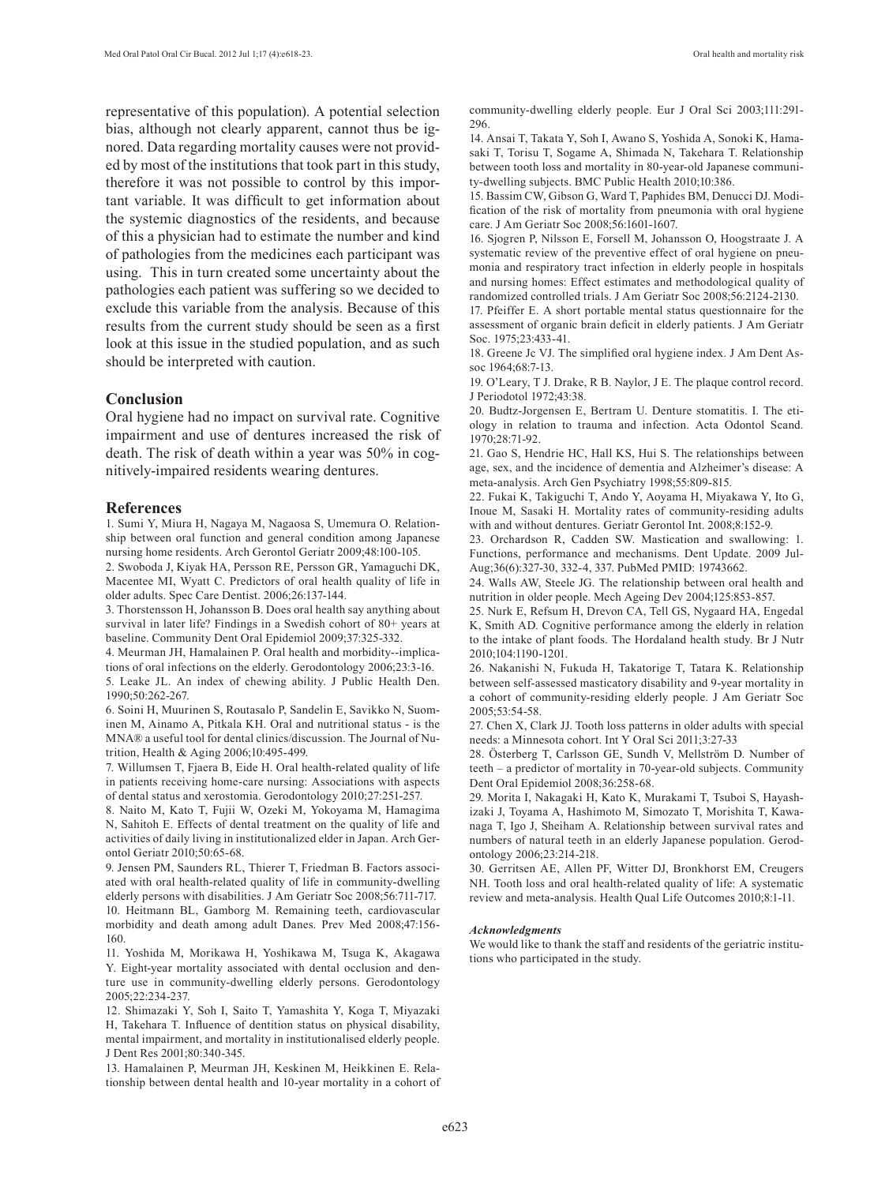representative of this population). A potential selection bias, although not clearly apparent, cannot thus be ignored. Data regarding mortality causes were not provided by most of the institutions that took part in this study, therefore it was not possible to control by this important variable. It was difficult to get information about the systemic diagnostics of the residents, and because of this a physician had to estimate the number and kind of pathologies from the medicines each participant was using. This in turn created some uncertainty about the pathologies each patient was suffering so we decided to exclude this variable from the analysis. Because of this results from the current study should be seen as a first look at this issue in the studied population, and as such should be interpreted with caution.

## Conclusion

Oral hygiene had no impact on survival rate. Cognitive impairment and use of dentures increased the risk of death. The risk of death within a year was 50% in cognitively-impaired residents wearing dentures.

## References

1. Sumi Y, Miura H, Nagaya M, Nagaosa S, Umemura O. Relationship between oral function and general condition among Japanese nursing home residents. Arch Gerontol Geriatr 2009;48:100-105.
2. Swoboda J, Kiyak HA, Persson RE, Persson GR, Yamaguchi DK, Macentee MI, Wyatt C. Predictors of oral health quality of life in older adults. Spec Care Dentist. 2006;26:137-144.
3. Thorstensson H, Johansson B. Does oral health say anything about survival in later life? Findings in a Swedish cohort of 80+ years at baseline. Community Dent Oral Epidemiol 2009;37:325-332.
4. Meurman JH, Hamalainen P. Oral health and morbidity--implications of oral infections on the elderly. Gerodontology 2006;23:3-16.
5. Leake JL. An index of chewing ability. J Public Health Den. 1990;50:262-267.
6. Soini H, Muurinen S, Routasalo P, Sandelin E, Savikko N, Suominen M, Ainamo A, Pitkala KH. Oral and nutritional status - is the MNA® a useful tool for dental clinics/discussion. The Journal of Nutrition, Health & Aging 2006;10:495-499.
7. Willumsen T, Fjaera B, Eide H. Oral health-related quality of life in patients receiving home-care nursing: Associations with aspects of dental status and xerostomia. Gerodontology 2010;27:251-257.
8. Naito M, Kato T, Fujii W, Ozeki M, Yokoyama M, Hamagima N, Sahitoh E. Effects of dental treatment on the quality of life and activities of daily living in institutionalized elder in Japan. Arch Gerontol Geriatr 2010;50:65-68.
9. Jensen PM, Saunders RL, Thierer T, Friedman B. Factors associated with oral health-related quality of life in community-dwelling elderly persons with disabilities. J Am Geriatr Soc 2008;56:711-717.
10. Heitmann BL, Gamborg M. Remaining teeth, cardiovascular morbidity and death among adult Danes. Prev Med 2008;47:156-160.
11. Yoshida M, Morikawa H, Yoshikawa M, Tsuga K, Akagawa Y. Eight-year mortality associated with dental occlusion and denture use in community-dwelling elderly persons. Gerodontology 2005;22:234-237.
12. Shimazaki Y, Soh I, Saito T, Yamashita Y, Koga T, Miyazaki H, Takehara T. Influence of dentition status on physical disability, mental impairment, and mortality in institutionalised elderly people. J Dent Res 2001;80:340-345.
13. Hamalainen P, Meurman JH, Keskinen M, Heikkinen E. Relationship between dental health and 10-year mortality in a cohort of community-dwelling elderly people. Eur J Oral Sci 2003;111:291-296.
14. Ansai T, Takata Y, Soh I, Awano S, Yoshida A, Sonoki K, Hamasaki T, Torisu T, Sogame A, Shimada N, Takehara T. Relationship between tooth loss and mortality in 80-year-old Japanese community-dwelling subjects. BMC Public Health 2010;10:386.
15. Bassim CW, Gibson G, Ward T, Paphides BM, Denucci DJ. Modification of the risk of mortality from pneumonia with oral hygiene care. J Am Geriatr Soc 2008;56:1601-1607.
16. Sjogren P, Nilsson E, Forsell M, Johansson O, Hoogstraate J. A systematic review of the preventive effect of oral hygiene on pneumonia and respiratory tract infection in elderly people in hospitals and nursing homes: Effect estimates and methodological quality of randomized controlled trials. J Am Geriatr Soc 2008;56:2124-2130.
17. Pfeiffer E. A short portable mental status questionnaire for the assessment of organic brain deficit in elderly patients. J Am Geriatr Soc. 1975;23:433-41.
18. Greene Jc VJ. The simplified oral hygiene index. J Am Dent Assoc 1964;68:7-13.
19. O'Leary, T J. Drake, R B. Naylor, J E. The plaque control record. J Periodotol 1972;43:38.
20. Budtz-Jorgensen E, Bertram U. Denture stomatitis. I. The etiology in relation to trauma and infection. Acta Odontol Scand. 1970;28:71-92.
21. Gao S, Hendrie HC, Hall KS, Hui S. The relationships between age, sex, and the incidence of dementia and Alzheimer's disease: A meta-analysis. Arch Gen Psychiatry 1998;55:809-815.
22. Fukai K, Takiguchi T, Ando Y, Aoyama H, Miyakawa Y, Ito G, Inoue M, Sasaki H. Mortality rates of community-residing adults with and without dentures. Geriatr Gerontol Int. 2008;8:152-9.
23. Orchardson R, Cadden SW. Mastication and swallowing: 1. Functions, performance and mechanisms. Dent Update. 2009 Jul-Aug;36(6):327-30, 332-4, 337. PubMed PMID: 19743662.
24. Walls AW, Steele JG. The relationship between oral health and nutrition in older people. Mech Ageing Dev 2004;125:853-857.
25. Nurk E, Refsum H, Drevon CA, Tell GS, Nygaard HA, Engedal K, Smith AD. Cognitive performance among the elderly in relation to the intake of plant foods. The Hordaland health study. Br J Nutr 2010;104:1190-1201.
26. Nakanishi N, Fukuda H, Takatorige T, Tatara K. Relationship between self-assessed masticatory disability and 9-year mortality in a cohort of community-residing elderly people. J Am Geriatr Soc 2005;53:54-58.
27. Chen X, Clark JJ. Tooth loss patterns in older adults with special needs: a Minnesota cohort. Int Y Oral Sci 2011;3:27-33
28. Österberg T, Carlsson GE, Sundh V, Mellström D. Number of teeth – a predictor of mortality in 70-year-old subjects. Community Dent Oral Epidemiol 2008;36:258-68.
29. Morita I, Nakagaki H, Kato K, Murakami T, Tsuboi S, Hayashizaki J, Toyama A, Hashimoto M, Simozato T, Morishita T, Kawanaga T, Igo J, Sheiham A. Relationship between survival rates and numbers of natural teeth in an elderly Japanese population. Gerodontology 2006;23:214-218.
30. Gerritsen AE, Allen PF, Witter DJ, Bronkhorst EM, Creugers NH. Tooth loss and oral health-related quality of life: A systematic review and meta-analysis. Health Qual Life Outcomes 2010;8:1-11.

#### *Acknowledgments*

We would like to thank the staff and residents of the geriatric institutions who participated in the study.